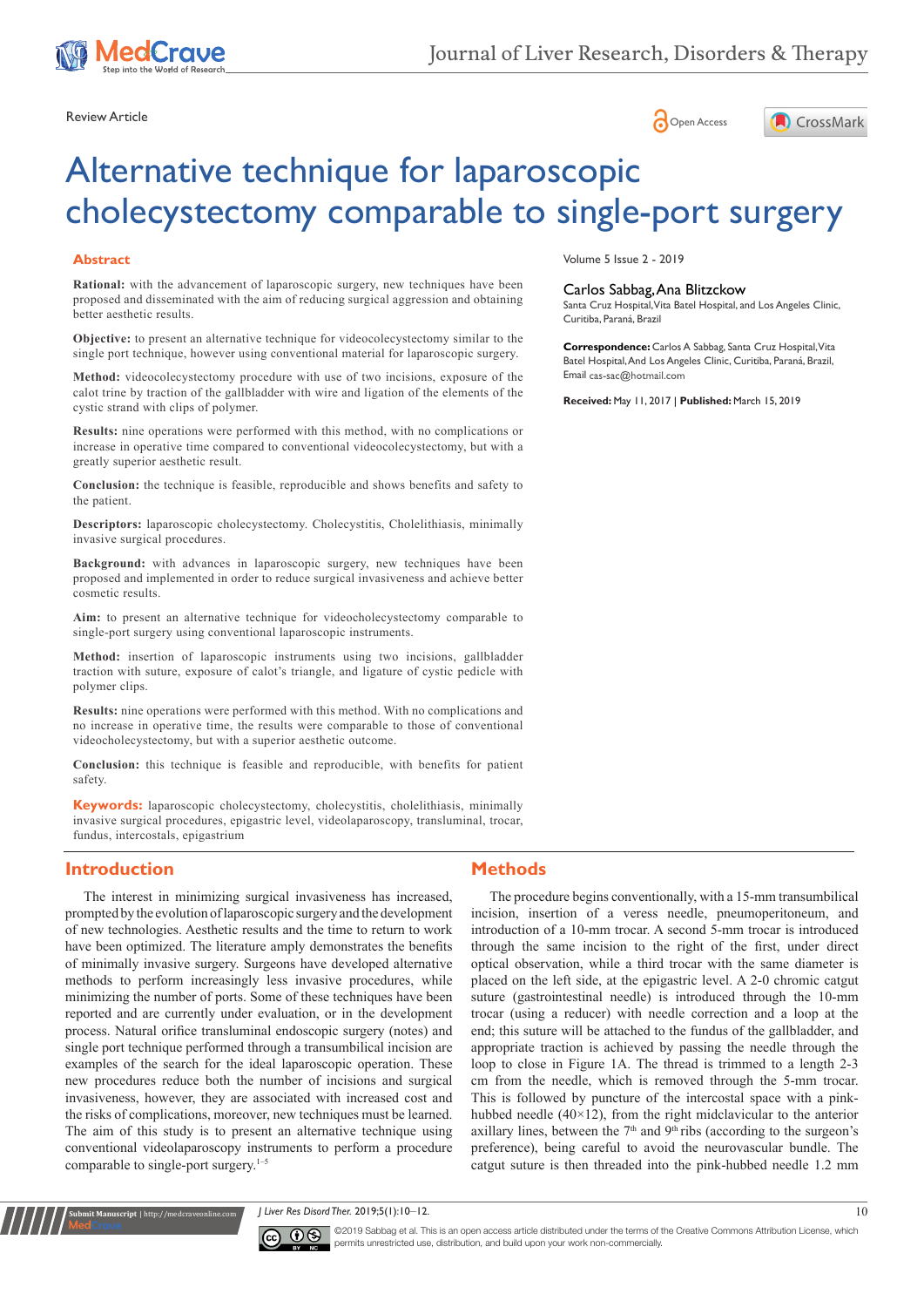Review Article

Open Access

# Alternative technique for laparoscopic cholecystectomy comparable to single-port surgery

## Abstract

**Rational:** with the advancement of laparoscopic surgery, new techniques have been proposed and disseminated with the aim of reducing surgical aggression and obtaining better aesthetic results.

**Objective:** to present an alternative technique for videocolecystectomy similar to the single port technique, however using conventional material for laparoscopic surgery.

**Method:** videocolecystectomy procedure with use of two incisions, exposure of the calot trine by traction of the gallbladder with wire and ligation of the elements of the cystic strand with clips of polymer.

**Results:** nine operations were performed with this method, with no complications or increase in operative time compared to conventional videocolecystectomy, but with a greatly superior aesthetic result.

**Conclusion:** the technique is feasible, reproducible and shows benefits and safety to the patient.

**Descriptors:** laparoscopic cholecystectomy. Cholecystitis, Cholelithiasis, minimally invasive surgical procedures.

**Background:** with advances in laparoscopic surgery, new techniques have been proposed and implemented in order to reduce surgical invasiveness and achieve better cosmetic results.

**Aim:** to present an alternative technique for videocholecystectomy comparable to single-port surgery using conventional laparoscopic instruments.

**Method:** insertion of laparoscopic instruments using two incisions, gallbladder traction with suture, exposure of calot's triangle, and ligature of cystic pedicle with polymer clips.

**Results:** nine operations were performed with this method. With no complications and no increase in operative time, the results were comparable to those of conventional videocholecystectomy, but with a superior aesthetic outcome.

**Conclusion:** this technique is feasible and reproducible, with benefits for patient safety.

**Keywords:** laparoscopic cholecystectomy, cholecystitis, cholelithiasis, minimally invasive surgical procedures, epigastric level, videolaparoscopy, transluminal, trocar, fundus, intercostals, epigastrium

Volume 5 Issue 2 - 2019

Carlos Sabbag, Ana Blitzckow

Santa Cruz Hospital, Vita Batel Hospital, and Los Angeles Clinic, Curitiba, Paraná, Brazil

**Correspondence:** Carlos A Sabbag, Santa Cruz Hospital, Vita Batel Hospital, And Los Angeles Clinic, Curitiba, Paraná, Brazil, Email cas-sac@hotmail.com

**Received:** May 11, 2017 | **Published:** March 15, 2019

## Introduction

The interest in minimizing surgical invasiveness has increased, prompted by the evolution of laparoscopic surgery and the development of new technologies. Aesthetic results and the time to return to work have been optimized. The literature amply demonstrates the benefits of minimally invasive surgery. Surgeons have developed alternative methods to perform increasingly less invasive procedures, while minimizing the number of ports. Some of these techniques have been reported and are currently under evaluation, or in the development process. Natural orifice transluminal endoscopic surgery (notes) and single port technique performed through a transumbilical incision are examples of the search for the ideal laparoscopic operation. These new procedures reduce both the number of incisions and surgical invasiveness, however, they are associated with increased cost and the risks of complications, moreover, new techniques must be learned. The aim of this study is to present an alternative technique using conventional videolaparoscopy instruments to perform a procedure comparable to single-port surgery.[1–5]

## Methods

The procedure begins conventionally, with a 15-mm transumbilical incision, insertion of a veress needle, pneumoperitoneum, and introduction of a 10-mm trocar. A second 5-mm trocar is introduced through the same incision to the right of the first, under direct optical observation, while a third trocar with the same diameter is placed on the left side, at the epigastric level. A 2-0 chromic catgut suture (gastrointestinal needle) is introduced through the 10-mm trocar (using a reducer) with needle correction and a loop at the end; this suture will be attached to the fundus of the gallbladder, and appropriate traction is achieved by passing the needle through the loop to close in Figure 1A. The thread is trimmed to a length 2-3 cm from the needle, which is removed through the 5-mm trocar. This is followed by puncture of the intercostal space with a pink-hubbed needle (40×12), from the right midclavicular to the anterior axillary lines, between the 7th and 9th ribs (according to the surgeon's preference), being careful to avoid the neurovascular bundle. The catgut suture is then threaded into the pink-hubbed needle 1.2 mm

©2019 Sabbag et al. This is an open access article distributed under the terms of the Creative Commons Attribution License, which permits unrestricted use, distribution, and build upon your work non-commercially.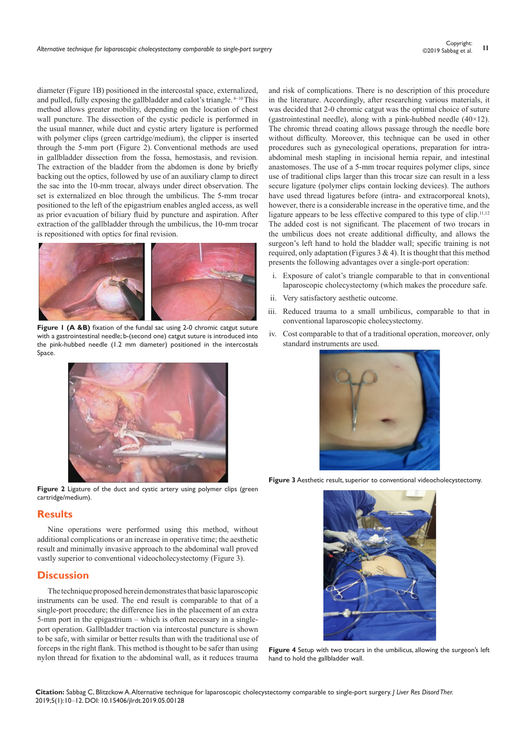diameter (Figure 1B) positioned in the intercostal space, externalized, and pulled, fully exposing the gallbladder and calot's triangle.[6–10] This method allows greater mobility, depending on the location of chest wall puncture. The dissection of the cystic pedicle is performed in the usual manner, while duct and cystic artery ligature is performed with polymer clips (green cartridge/medium), the clipper is inserted through the 5-mm port (Figure 2). Conventional methods are used in gallbladder dissection from the fossa, hemostasis, and revision. The extraction of the bladder from the abdomen is done by briefly backing out the optics, followed by use of an auxiliary clamp to direct the sac into the 10-mm trocar, always under direct observation. The set is externalized en bloc through the umbilicus. The 5-mm trocar positioned to the left of the epigastrium enables angled access, as well as prior evacuation of biliary fluid by puncture and aspiration. After extraction of the gallbladder through the umbilicus, the 10-mm trocar is repositioned with optics for final revision.

**Figure 1 (A &B)** fixation of the fundal sac using 2-0 chromic catgut suture with a gastrointestinal needle; b-(second one) catgut suture is introduced into the pink-hubbed needle (1.2 mm diameter) positioned in the intercostals Space.

**Figure 2** Ligature of the duct and cystic artery using polymer clips (green cartridge/medium).

## Results

Nine operations were performed using this method, without additional complications or an increase in operative time; the aesthetic result and minimally invasive approach to the abdominal wall proved vastly superior to conventional videocholecystectomy (Figure 3).

## Discussion

The technique proposed herein demonstrates that basic laparoscopic instruments can be used. The end result is comparable to that of a single-port procedure; the difference lies in the placement of an extra 5-mm port in the epigastrium – which is often necessary in a single-port operation. Gallbladder traction via intercostal puncture is shown to be safe, with similar or better results than with the traditional use of forceps in the right flank. This method is thought to be safer than using nylon thread for fixation to the abdominal wall, as it reduces trauma and risk of complications. There is no description of this procedure in the literature. Accordingly, after researching various materials, it was decided that 2-0 chromic catgut was the optimal choice of suture (gastrointestinal needle), along with a pink-hubbed needle (40×12). The chromic thread coating allows passage through the needle bore without difficulty. Moreover, this technique can be used in other procedures such as gynecological operations, preparation for intra-abdominal mesh stapling in incisional hernia repair, and intestinal anastomoses. The use of a 5-mm trocar requires polymer clips, since use of traditional clips larger than this trocar size can result in a less secure ligature (polymer clips contain locking devices). The authors have used thread ligatures before (intra- and extracorporeal knots), however, there is a considerable increase in the operative time, and the ligature appears to be less effective compared to this type of clip.[11,12] The added cost is not significant. The placement of two trocars in the umbilicus does not create additional difficulty, and allows the surgeon's left hand to hold the bladder wall; specific training is not required, only adaptation (Figures 3 & 4). It is thought that this method presents the following advantages over a single-port operation:

i. Exposure of calot's triangle comparable to that in conventional laparoscopic cholecystectomy (which makes the procedure safe.
ii. Very satisfactory aesthetic outcome.
iii. Reduced trauma to a small umbilicus, comparable to that in conventional laparoscopic cholecystectomy.
iv. Cost comparable to that of a traditional operation, moreover, only standard instruments are used.

**Figure 3** Aesthetic result, superior to conventional videocholecystectomy.

**Figure 4** Setup with two trocars in the umbilicus, allowing the surgeon's left hand to hold the gallbladder wall.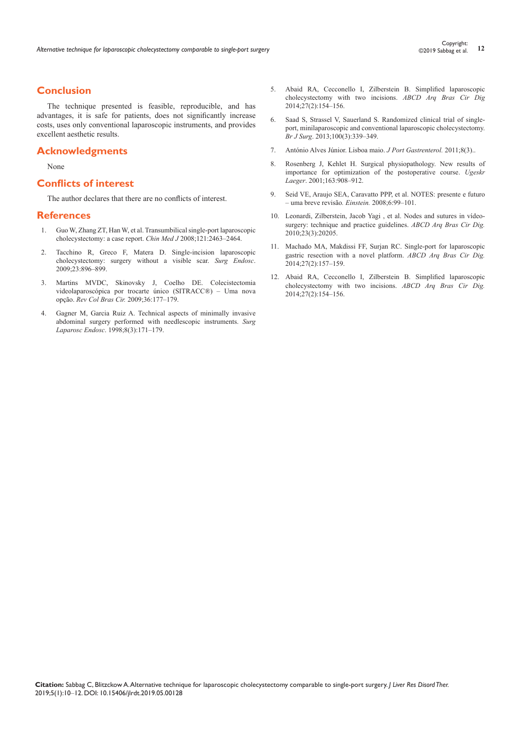## Conclusion

The technique presented is feasible, reproducible, and has advantages, it is safe for patients, does not significantly increase costs, uses only conventional laparoscopic instruments, and provides excellent aesthetic results.

## Acknowledgments

None

## Conflicts of interest

The author declares that there are no conflicts of interest.

## References

1. Guo W, Zhang ZT, Han W, et al. Transumbilical single-port laparoscopic cholecystectomy: a case report. *Chin Med J* 2008;121:2463–2464.
2. Tacchino R, Greco F, Matera D. Single-incision laparoscopic cholecystectomy: surgery without a visible scar. *Surg Endosc*. 2009;23:896–899.
3. Martins MVDC, Skinovsky J, Coelho DE. Colecistectomia videolaparoscópica por trocarte único (SITRACC®) – Uma nova opção. *Rev Col Bras Cir.* 2009;36:177–179.
4. Gagner M, Garcia Ruiz A. Technical aspects of minimally invasive abdominal surgery performed with needlescopic instruments. *Surg Laparosc Endosc*. 1998;8(3):171–179.
5. Abaid RA, Cecconello I, Zilberstein B. Simplified laparoscopic cholecystectomy with two incisions. *ABCD Arq Bras Cir Dig* 2014;27(2):154–156.
6. Saad S, Strassel V, Sauerland S. Randomized clinical trial of single-port, minilaparoscopic and conventional laparoscopic cholecystectomy. *Br J Surg*. 2013;100(3):339–349.
7. António Alves Júnior. Lisboa maio. *J Port Gastrenterol.* 2011;8(3)..
8. Rosenberg J, Kehlet H. Surgical physiopathology. New results of importance for optimization of the postoperative course. *Ugeskr Laeger*. 2001;163:908–912.
9. Seid VE, Araujo SEA, Caravatto PPP, et al. NOTES: presente e futuro – uma breve revisão. *Einstein.* 2008;6:99–101.
10. Leonardi, Zilberstein, Jacob Yagi , et al. Nodes and sutures in vídeo-surgery: technique and practice guidelines. *ABCD Arq Bras Cir Dig.* 2010;23(3):20205.
11. Machado MA, Makdissi FF, Surjan RC. Single-port for laparoscopic gastric resection with a novel platform. *ABCD Arq Bras Cir Dig.* 2014;27(2):157–159.
12. Abaid RA, Cecconello I, Zilberstein B. Simplified laparoscopic cholecystectomy with two incisions. *ABCD Arq Bras Cir Dig.* 2014;27(2):154–156.